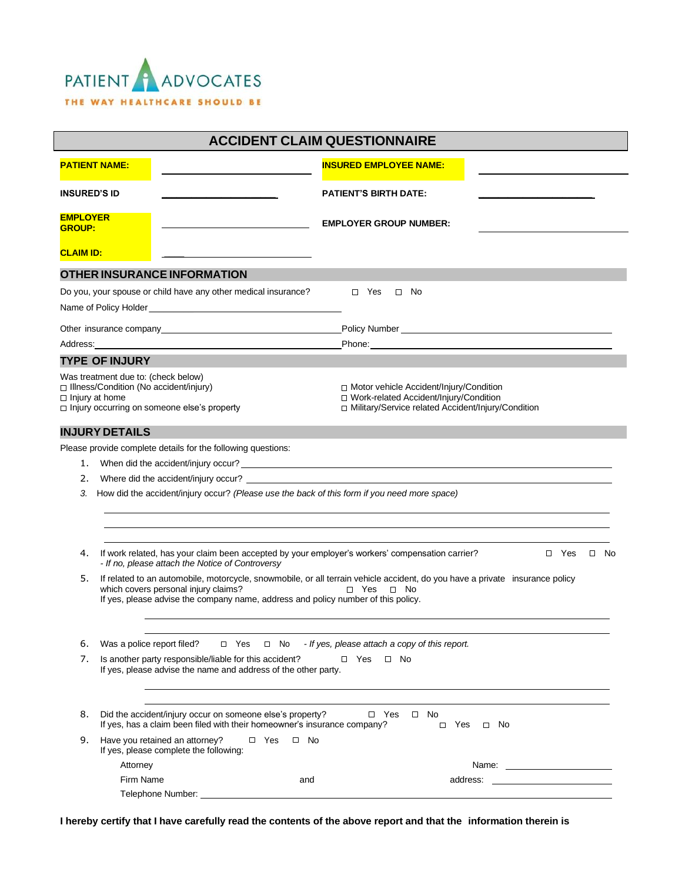PATIENT ADVOCATES

THE WAY HEALTHCARE SHOULD BE

# ACCIDENT CLAIM QUESTIONNAIRE

| | | | |
|---|---|---|---|
| **PATIENT NAME:** | ______________________ | **INSURED EMPLOYEE NAME:** | ______________________ |
| **INSURED'S ID** | ______________________ | **PATIENT'S BIRTH DATE:** | ______________________ |
| **EMPLOYER GROUP:** | ______________________ | **EMPLOYER GROUP NUMBER:** | ______________________ |
| **CLAIM ID:** | ______________________ | | |

## OTHER INSURANCE INFORMATION

Do you, your spouse or child have any other medical insurance? ☐ Yes ☐ No

Name of Policy Holder ______________________

Other insurance company ______________________ Policy Number ______________________

Address: ______________________ Phone: ______________________

## TYPE OF INJURY

Was treatment due to: (check below)

☐ Illness/Condition (No accident/injury)
☐ Injury at home
☐ Injury occurring on someone else's property
☐ Motor vehicle Accident/Injury/Condition
☐ Work-related Accident/Injury/Condition
☐ Military/Service related Accident/Injury/Condition

## INJURY DETAILS

Please provide complete details for the following questions:

1. When did the accident/injury occur? ______________________
2. Where did the accident/injury occur? ______________________
3. How did the accident/injury occur? *(Please use the back of this form if you need more space)*

   ______________________
   ______________________
   ______________________

4. If work related, has your claim been accepted by your employer's workers' compensation carrier? ☐ Yes ☐ No
   *- If no, please attach the Notice of Controversy*
5. If related to an automobile, motorcycle, snowmobile, or all terrain vehicle accident, do you have a private insurance policy which covers personal injury claims? ☐ Yes ☐ No
   If yes, please advise the company name, address and policy number of this policy.

   ______________________
   ______________________

6. Was a police report filed? ☐ Yes ☐ No *- If yes, please attach a copy of this report.*
7. Is another party responsible/liable for this accident? ☐ Yes ☐ No
   If yes, please advise the name and address of the other party.

   ______________________
   ______________________

8. Did the accident/injury occur on someone else's property? ☐ Yes ☐ No
   If yes, has a claim been filed with their homeowner's insurance company? ☐ Yes ☐ No
9. Have you retained an attorney? ☐ Yes ☐ No
   If yes, please complete the following:

   Attorney Name: ______________________
   Firm Name and address: ______________________
   Telephone Number: ______________________

**I hereby certify that I have carefully read the contents of the above report and that the information therein is**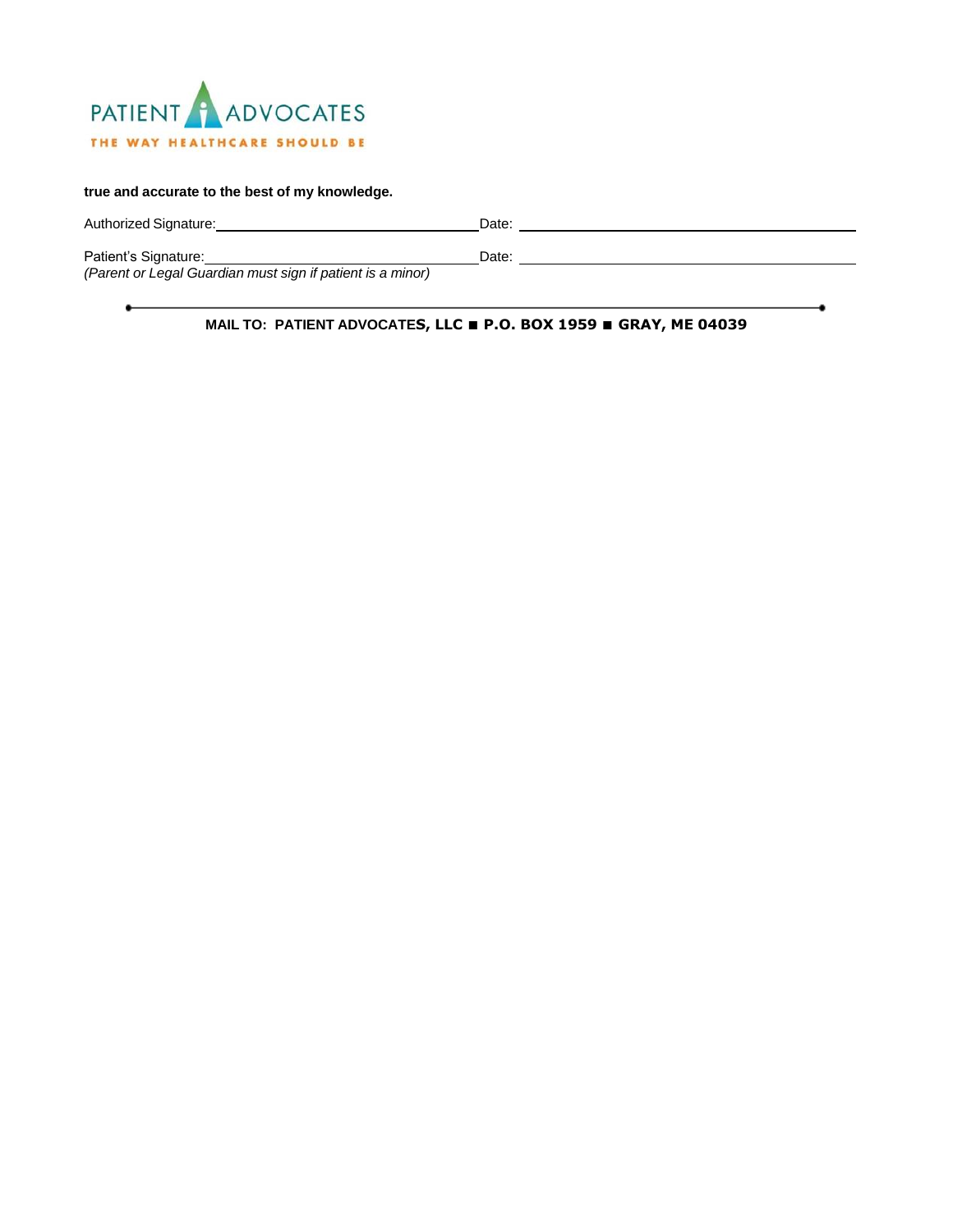PATIENT ADVOCATES

THE WAY HEALTHCARE SHOULD BE

**true and accurate to the best of my knowledge.**

Authorized Signature:\_\_\_\_\_\_\_\_\_\_\_\_\_\_\_\_\_\_\_\_\_\_\_\_\_\_\_\_\_\_ Date: \_\_\_\_\_\_\_\_\_\_\_\_\_\_\_\_\_\_\_\_\_\_\_\_\_\_\_\_\_\_

Patient's Signature:\_\_\_\_\_\_\_\_\_\_\_\_\_\_\_\_\_\_\_\_\_\_\_\_\_\_\_\_\_\_ Date: \_\_\_\_\_\_\_\_\_\_\_\_\_\_\_\_\_\_\_\_\_\_\_\_\_\_\_\_\_\_

*(Parent or Legal Guardian must sign if patient is a minor)*

**MAIL TO: PATIENT ADVOCATES, LLC ■ P.O. BOX 1959 ■ GRAY, ME 04039**